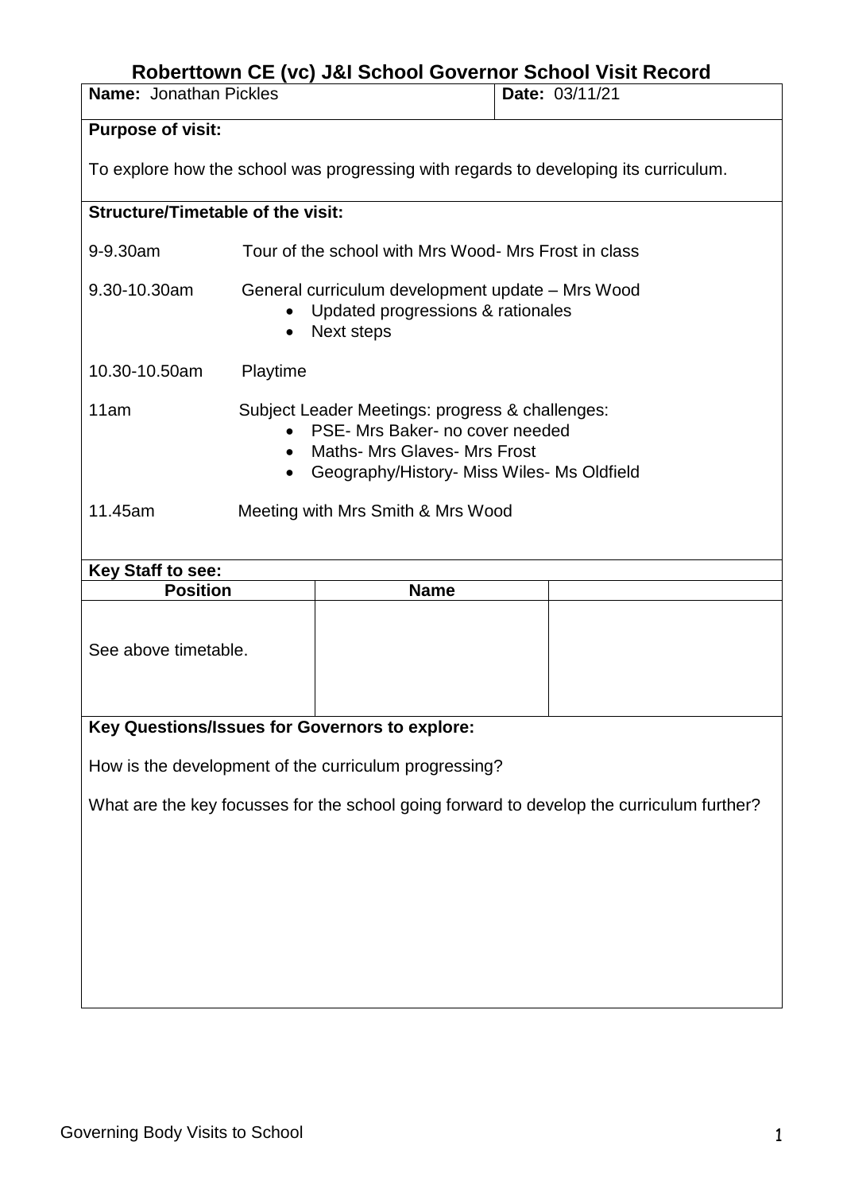# Roberttown CE (vc) J&I School Governor School Visit Record

| **Name:** Jonathan Pickles | **Date:** 03/11/21 |
|---|---|

**Purpose of visit:**

To explore how the school was progressing with regards to developing its curriculum.

**Structure/Timetable of the visit:**

9-9.30am Tour of the school with Mrs Wood- Mrs Frost in class

9.30-10.30am General curriculum development update – Mrs Wood

- Updated progressions & rationales
- Next steps

10.30-10.50am Playtime

11am Subject Leader Meetings: progress & challenges:

- PSE- Mrs Baker- no cover needed
- Maths- Mrs Glaves- Mrs Frost
- Geography/History- Miss Wiles- Ms Oldfield

11.45am Meeting with Mrs Smith & Mrs Wood

**Key Staff to see:**

| Position | Name | |
|---|---|---|
| See above timetable. | | |

**Key Questions/Issues for Governors to explore:**

How is the development of the curriculum progressing?

What are the key focusses for the school going forward to develop the curriculum further?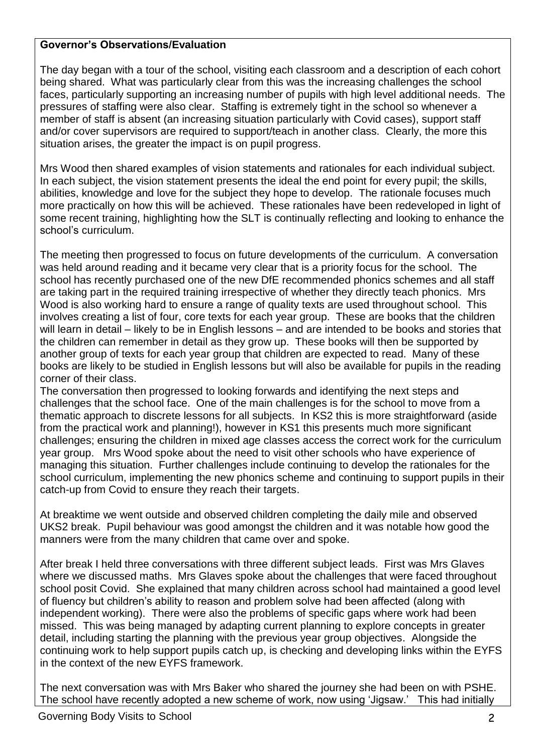**Governor's Observations/Evaluation**

The day began with a tour of the school, visiting each classroom and a description of each cohort being shared. What was particularly clear from this was the increasing challenges the school faces, particularly supporting an increasing number of pupils with high level additional needs. The pressures of staffing were also clear. Staffing is extremely tight in the school so whenever a member of staff is absent (an increasing situation particularly with Covid cases), support staff and/or cover supervisors are required to support/teach in another class. Clearly, the more this situation arises, the greater the impact is on pupil progress.

Mrs Wood then shared examples of vision statements and rationales for each individual subject. In each subject, the vision statement presents the ideal the end point for every pupil; the skills, abilities, knowledge and love for the subject they hope to develop. The rationale focuses much more practically on how this will be achieved. These rationales have been redeveloped in light of some recent training, highlighting how the SLT is continually reflecting and looking to enhance the school's curriculum.

The meeting then progressed to focus on future developments of the curriculum. A conversation was held around reading and it became very clear that is a priority focus for the school. The school has recently purchased one of the new DfE recommended phonics schemes and all staff are taking part in the required training irrespective of whether they directly teach phonics. Mrs Wood is also working hard to ensure a range of quality texts are used throughout school. This involves creating a list of four, core texts for each year group. These are books that the children will learn in detail – likely to be in English lessons – and are intended to be books and stories that the children can remember in detail as they grow up. These books will then be supported by another group of texts for each year group that children are expected to read. Many of these books are likely to be studied in English lessons but will also be available for pupils in the reading corner of their class.

The conversation then progressed to looking forwards and identifying the next steps and challenges that the school face. One of the main challenges is for the school to move from a thematic approach to discrete lessons for all subjects. In KS2 this is more straightforward (aside from the practical work and planning!), however in KS1 this presents much more significant challenges; ensuring the children in mixed age classes access the correct work for the curriculum year group. Mrs Wood spoke about the need to visit other schools who have experience of managing this situation. Further challenges include continuing to develop the rationales for the school curriculum, implementing the new phonics scheme and continuing to support pupils in their catch-up from Covid to ensure they reach their targets.

At breaktime we went outside and observed children completing the daily mile and observed UKS2 break. Pupil behaviour was good amongst the children and it was notable how good the manners were from the many children that came over and spoke.

After break I held three conversations with three different subject leads. First was Mrs Glaves where we discussed maths. Mrs Glaves spoke about the challenges that were faced throughout school posit Covid. She explained that many children across school had maintained a good level of fluency but children's ability to reason and problem solve had been affected (along with independent working). There were also the problems of specific gaps where work had been missed. This was being managed by adapting current planning to explore concepts in greater detail, including starting the planning with the previous year group objectives. Alongside the continuing work to help support pupils catch up, is checking and developing links within the EYFS in the context of the new EYFS framework.

The next conversation was with Mrs Baker who shared the journey she had been on with PSHE. The school have recently adopted a new scheme of work, now using 'Jigsaw.' This had initially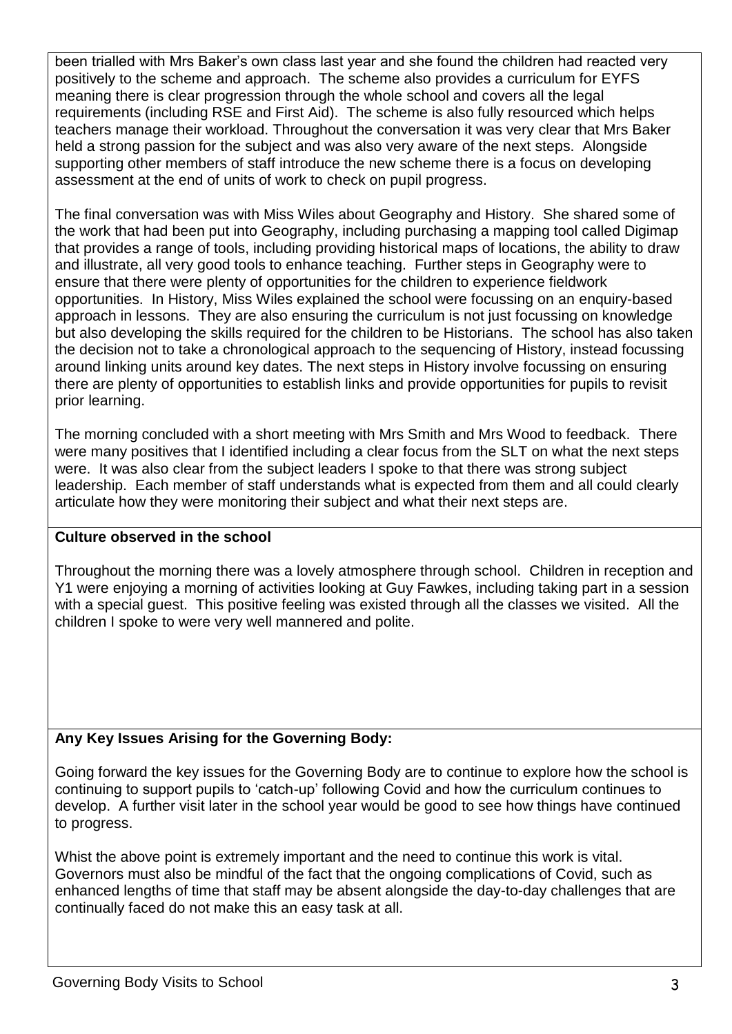been trialled with Mrs Baker's own class last year and she found the children had reacted very positively to the scheme and approach. The scheme also provides a curriculum for EYFS meaning there is clear progression through the whole school and covers all the legal requirements (including RSE and First Aid). The scheme is also fully resourced which helps teachers manage their workload. Throughout the conversation it was very clear that Mrs Baker held a strong passion for the subject and was also very aware of the next steps. Alongside supporting other members of staff introduce the new scheme there is a focus on developing assessment at the end of units of work to check on pupil progress.

The final conversation was with Miss Wiles about Geography and History. She shared some of the work that had been put into Geography, including purchasing a mapping tool called Digimap that provides a range of tools, including providing historical maps of locations, the ability to draw and illustrate, all very good tools to enhance teaching. Further steps in Geography were to ensure that there were plenty of opportunities for the children to experience fieldwork opportunities. In History, Miss Wiles explained the school were focussing on an enquiry-based approach in lessons. They are also ensuring the curriculum is not just focussing on knowledge but also developing the skills required for the children to be Historians. The school has also taken the decision not to take a chronological approach to the sequencing of History, instead focussing around linking units around key dates. The next steps in History involve focussing on ensuring there are plenty of opportunities to establish links and provide opportunities for pupils to revisit prior learning.

The morning concluded with a short meeting with Mrs Smith and Mrs Wood to feedback. There were many positives that I identified including a clear focus from the SLT on what the next steps were. It was also clear from the subject leaders I spoke to that there was strong subject leadership. Each member of staff understands what is expected from them and all could clearly articulate how they were monitoring their subject and what their next steps are.

**Culture observed in the school**

Throughout the morning there was a lovely atmosphere through school. Children in reception and Y1 were enjoying a morning of activities looking at Guy Fawkes, including taking part in a session with a special guest. This positive feeling was existed through all the classes we visited. All the children I spoke to were very well mannered and polite.

**Any Key Issues Arising for the Governing Body:**

Going forward the key issues for the Governing Body are to continue to explore how the school is continuing to support pupils to 'catch-up' following Covid and how the curriculum continues to develop. A further visit later in the school year would be good to see how things have continued to progress.

Whist the above point is extremely important and the need to continue this work is vital. Governors must also be mindful of the fact that the ongoing complications of Covid, such as enhanced lengths of time that staff may be absent alongside the day-to-day challenges that are continually faced do not make this an easy task at all.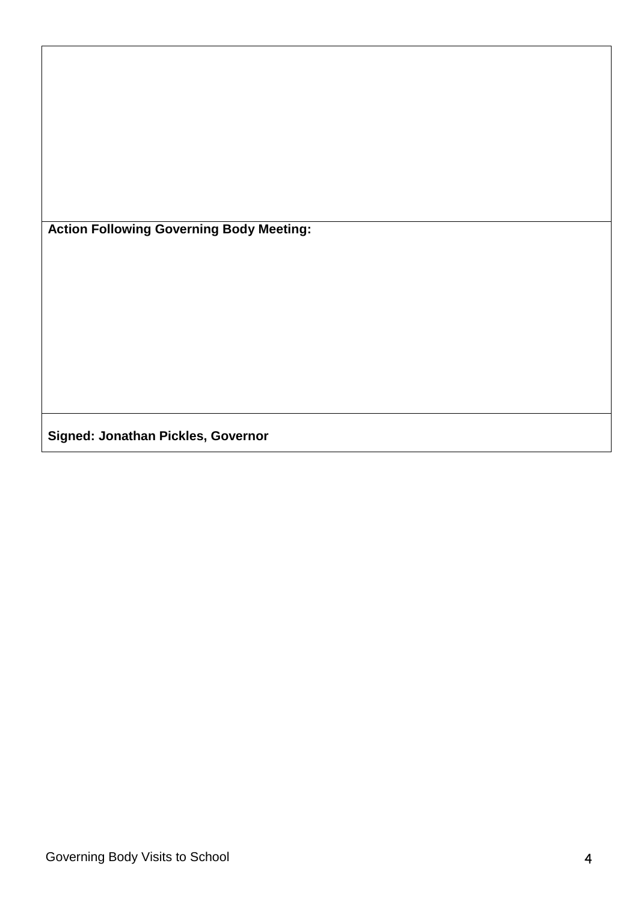| |
|---|
| |
| **Action Following Governing Body Meeting:** |
| **Signed: Jonathan Pickles, Governor** |